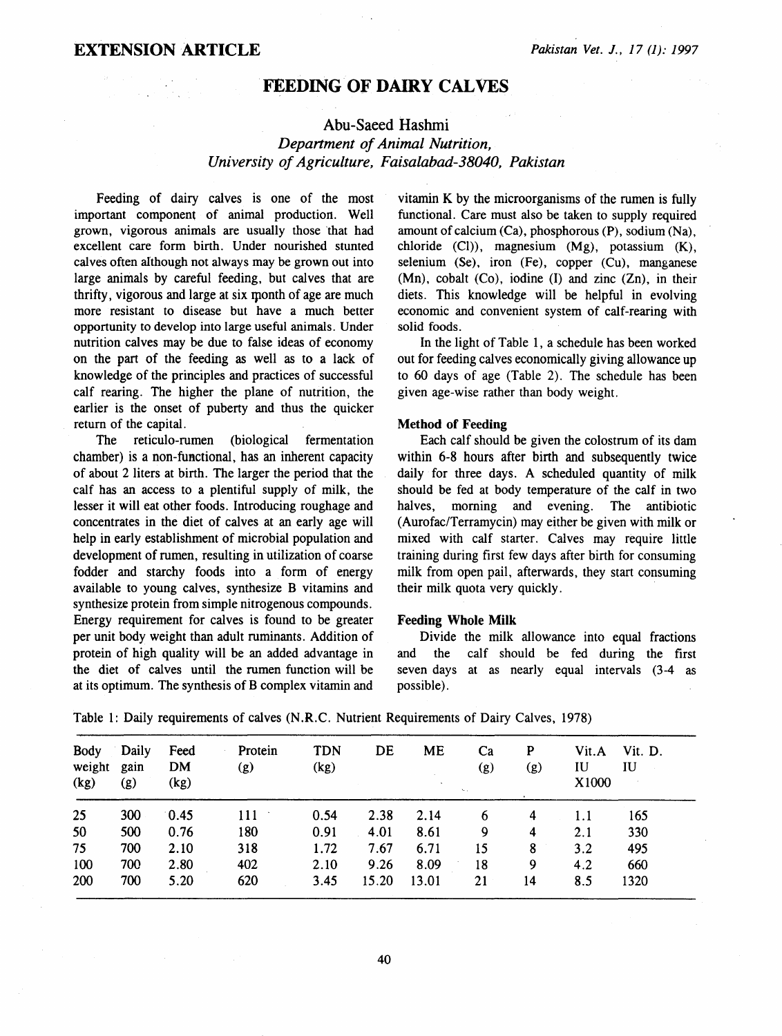EXTENSION ARTICLE

# FEEDING OF DAIRY CALVES

Abu-Saeed Hashmi

*Department of Animal Nutrition,*
*University of Agriculture, Faisalabad-38040, Pakistan*

Feeding of dairy calves is one of the most important component of animal production. Well grown, vigorous animals are usually those that had excellent care form birth. Under nourished stunted calves often although not always may be grown out into large animals by careful feeding, but calves that are thrifty, vigorous and large at six month of age are much more resistant to disease but have a much better opportunity to develop into large useful animals. Under nutrition calves may be due to false ideas of economy on the part of the feeding as well as to a lack of knowledge of the principles and practices of successful calf rearing. The higher the plane of nutrition, the earlier is the onset of puberty and thus the quicker return of the capital.

The reticulo-rumen (biological fermentation chamber) is a non-functional, has an inherent capacity of about 2 liters at birth. The larger the period that the calf has an access to a plentiful supply of milk, the lesser it will eat other foods. Introducing roughage and concentrates in the diet of calves at an early age will help in early establishment of microbial population and development of rumen, resulting in utilization of coarse fodder and starchy foods into a form of energy available to young calves, synthesize B vitamins and synthesize protein from simple nitrogenous compounds. Energy requirement for calves is found to be greater per unit body weight than adult ruminants. Addition of protein of high quality will be an added advantage in the diet of calves until the rumen function will be at its optimum. The synthesis of B complex vitamin and vitamin K by the microorganisms of the rumen is fully functional. Care must also be taken to supply required amount of calcium (Ca), phosphorous (P), sodium (Na), chloride (Cl)), magnesium (Mg), potassium (K), selenium (Se), iron (Fe), copper (Cu), manganese (Mn), cobalt (Co), iodine (I) and zinc (Zn), in their diets. This knowledge will be helpful in evolving economic and convenient system of calf-rearing with solid foods.

In the light of Table 1, a schedule has been worked out for feeding calves economically giving allowance up to 60 days of age (Table 2). The schedule has been given age-wise rather than body weight.

### Method of Feeding

Each calf should be given the colostrum of its dam within 6-8 hours after birth and subsequently twice daily for three days. A scheduled quantity of milk should be fed at body temperature of the calf in two halves, morning and evening. The antibiotic (Aurofac/Terramycin) may either be given with milk or mixed with calf starter. Calves may require little training during first few days after birth for consuming milk from open pail, afterwards, they start consuming their milk quota very quickly.

### Feeding Whole Milk

Divide the milk allowance into equal fractions and the calf should be fed during the first seven days at as nearly equal intervals (3-4 as possible).

Table 1: Daily requirements of calves (N.R.C. Nutrient Requirements of Dairy Calves, 1978)

| Body weight (kg) | Daily gain (g) | Feed DM (kg) | Protein (g) | TDN (kg) | DE | ME | Ca (g) | P (g) | Vit.A IU X1000 | Vit. D. IU |
|---|---|---|---|---|---|---|---|---|---|---|
| 25 | 300 | 0.45 | 111 | 0.54 | 2.38 | 2.14 | 6 | 4 | 1.1 | 165 |
| 50 | 500 | 0.76 | 180 | 0.91 | 4.01 | 8.61 | 9 | 4 | 2.1 | 330 |
| 75 | 700 | 2.10 | 318 | 1.72 | 7.67 | 6.71 | 15 | 8 | 3.2 | 495 |
| 100 | 700 | 2.80 | 402 | 2.10 | 9.26 | 8.09 | 18 | 9 | 4.2 | 660 |
| 200 | 700 | 5.20 | 620 | 3.45 | 15.20 | 13.01 | 21 | 14 | 8.5 | 1320 |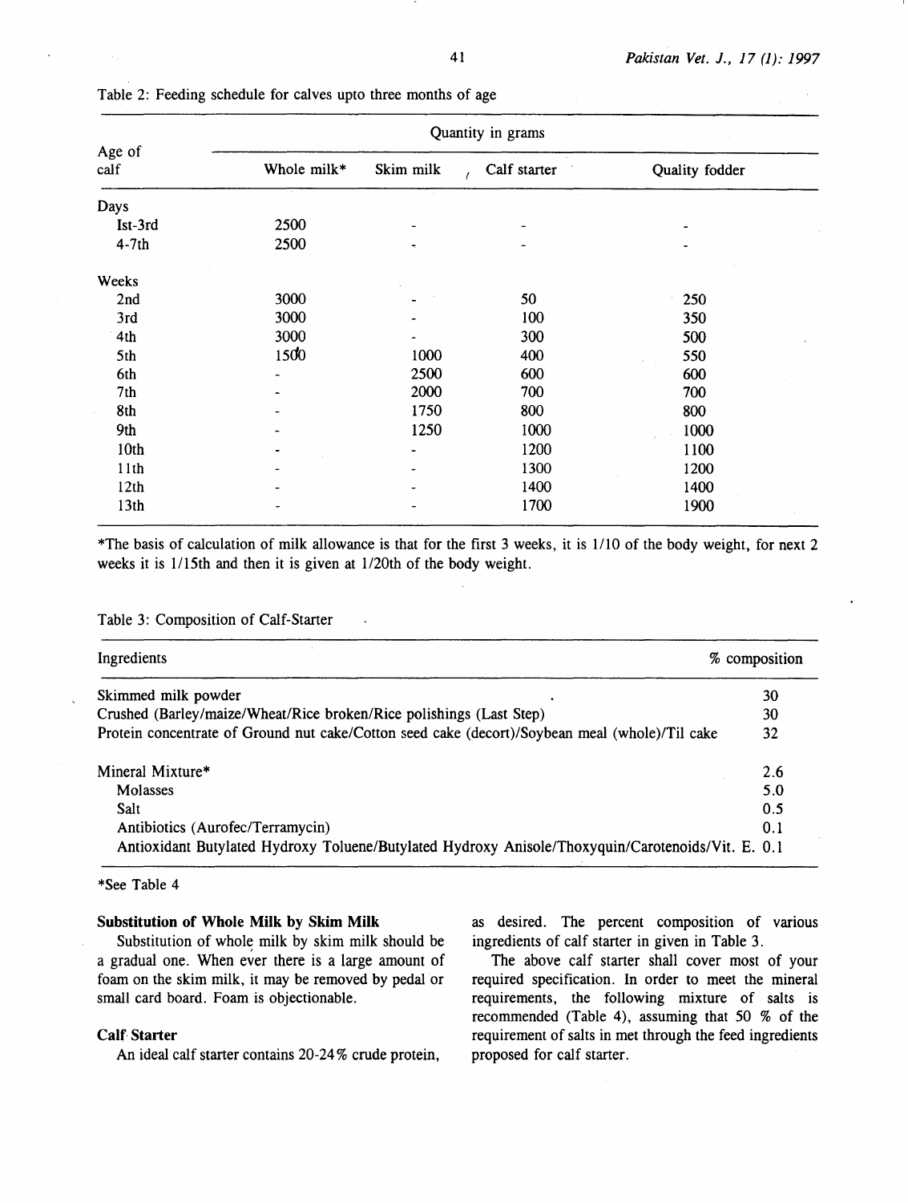Table 2: Feeding schedule for calves upto three months of age

| Age of calf | Quantity in grams | | | |
|---|---|---|---|---|
| | Whole milk* | Skim milk | Calf starter | Quality fodder |
| **Days** | | | | |
| Ist-3rd | 2500 | - | - | - |
| 4-7th | 2500 | - | - | - |
| **Weeks** | | | | |
| 2nd | 3000 | - | 50 | 250 |
| 3rd | 3000 | - | 100 | 350 |
| 4th | 3000 | - | 300 | 500 |
| 5th | 1500 | 1000 | 400 | 550 |
| 6th | - | 2500 | 600 | 600 |
| 7th | - | 2000 | 700 | 700 |
| 8th | - | 1750 | 800 | 800 |
| 9th | - | 1250 | 1000 | 1000 |
| 10th | - | - | 1200 | 1100 |
| 11th | - | - | 1300 | 1200 |
| 12th | - | - | 1400 | 1400 |
| 13th | - | - | 1700 | 1900 |

*The basis of calculation of milk allowance is that for the first 3 weeks, it is 1/10 of the body weight, for next 2 weeks it is 1/15th and then it is given at 1/20th of the body weight.

Table 3: Composition of Calf-Starter

| Ingredients | % composition |
|---|---|
| Skimmed milk powder | 30 |
| Crushed (Barley/maize/Wheat/Rice broken/Rice polishings (Last Step) | 30 |
| Protein concentrate of Ground nut cake/Cotton seed cake (decort)/Soybean meal (whole)/Til cake | 32 |
| Mineral Mixture* | 2.6 |
| Molasses | 5.0 |
| Salt | 0.5 |
| Antibiotics (Aurofec/Terramycin) | 0.1 |
| Antioxidant Butylated Hydroxy Toluene/Butylated Hydroxy Anisole/Thoxyquin/Carotenoids/Vit. E. | 0.1 |

*See Table 4

### Substitution of Whole Milk by Skim Milk

Substitution of whole milk by skim milk should be a gradual one. When ever there is a large amount of foam on the skim milk, it may be removed by pedal or small card board. Foam is objectionable.

### Calf Starter

An ideal calf starter contains 20-24% crude protein, as desired. The percent composition of various ingredients of calf starter in given in Table 3.

The above calf starter shall cover most of your required specification. In order to meet the mineral requirements, the following mixture of salts is recommended (Table 4), assuming that 50 % of the requirement of salts in met through the feed ingredients proposed for calf starter.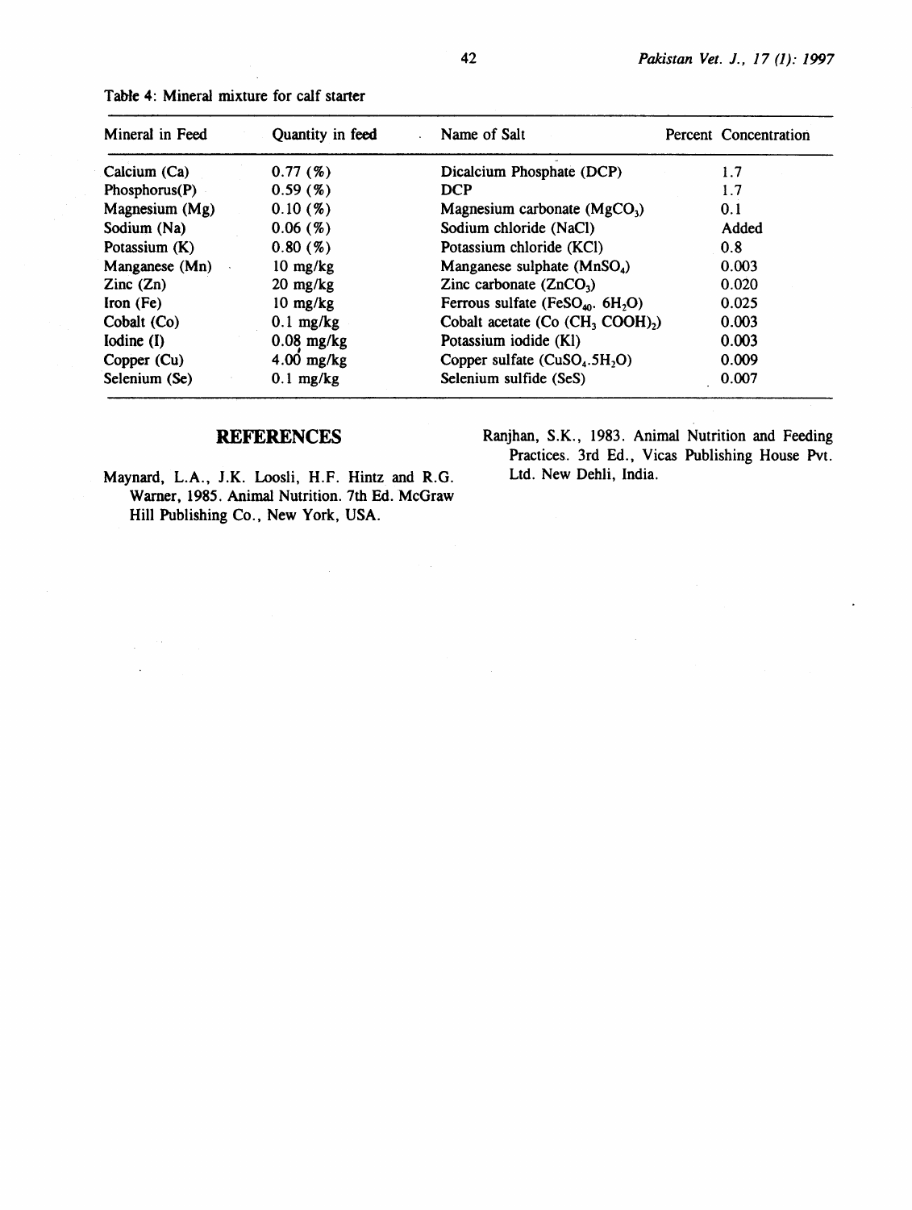Table 4: Mineral mixture for calf starter

| Mineral in Feed | Quantity in feed | Name of Salt | Percent Concentration |
|---|---|---|---|
| Calcium (Ca) | 0.77 (%) | Dicalcium Phosphate (DCP) | 1.7 |
| Phosphorus(P) | 0.59 (%) | DCP | 1.7 |
| Magnesium (Mg) | 0.10 (%) | Magnesium carbonate ($MgCO_3$) | 0.1 |
| Sodium (Na) | 0.06 (%) | Sodium chloride (NaCl) | Added |
| Potassium (K) | 0.80 (%) | Potassium chloride (KCl) | 0.8 |
| Manganese (Mn) | 10 mg/kg | Manganese sulphate ($MnSO_4$) | 0.003 |
| Zinc (Zn) | 20 mg/kg | Zinc carbonate ($ZnCO_3$) | 0.020 |
| Iron (Fe) | 10 mg/kg | Ferrous sulfate ($FeSO_{40}$. $6H_2O$) | 0.025 |
| Cobalt (Co) | 0.1 mg/kg | Cobalt acetate (Co ($CH_3$ $COOH)_2$) | 0.003 |
| Iodine (I) | 0.08 mg/kg | Potassium iodide (KI) | 0.003 |
| Copper (Cu) | 4.00 mg/kg | Copper sulfate ($CuSO_4.5H_2O$) | 0.009 |
| Selenium (Se) | 0.1 mg/kg | Selenium sulfide (SeS) | 0.007 |

## REFERENCES

Maynard, L.A., J.K. Loosli, H.F. Hintz and R.G. Warner, 1985. Animal Nutrition. 7th Ed. McGraw Hill Publishing Co., New York, USA.

Ranjhan, S.K., 1983. Animal Nutrition and Feeding Practices. 3rd Ed., Vicas Publishing House Pvt. Ltd. New Dehli, India.